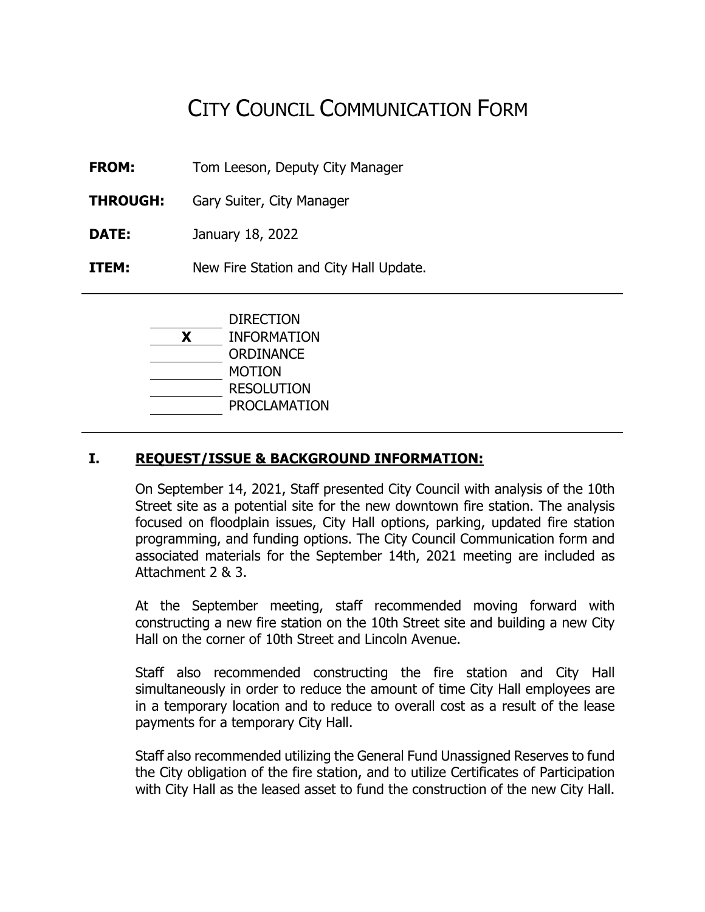# CITY COUNCIL COMMUNICATION FORM

**FROM:** Tom Leeson, Deputy City Manager

**THROUGH:** Gary Suiter, City Manager

**DATE:** January 18, 2022

**ITEM:** New Fire Station and City Hall Update.

---

_____ DIRECTION
__X__ INFORMATION
_____ ORDINANCE
_____ MOTION
_____ RESOLUTION
_____ PROCLAMATION

---

## I. REQUEST/ISSUE & BACKGROUND INFORMATION:

On September 14, 2021, Staff presented City Council with analysis of the 10th Street site as a potential site for the new downtown fire station. The analysis focused on floodplain issues, City Hall options, parking, updated fire station programming, and funding options. The City Council Communication form and associated materials for the September 14th, 2021 meeting are included as Attachment 2 & 3.

At the September meeting, staff recommended moving forward with constructing a new fire station on the 10th Street site and building a new City Hall on the corner of 10th Street and Lincoln Avenue.

Staff also recommended constructing the fire station and City Hall simultaneously in order to reduce the amount of time City Hall employees are in a temporary location and to reduce to overall cost as a result of the lease payments for a temporary City Hall.

Staff also recommended utilizing the General Fund Unassigned Reserves to fund the City obligation of the fire station, and to utilize Certificates of Participation with City Hall as the leased asset to fund the construction of the new City Hall.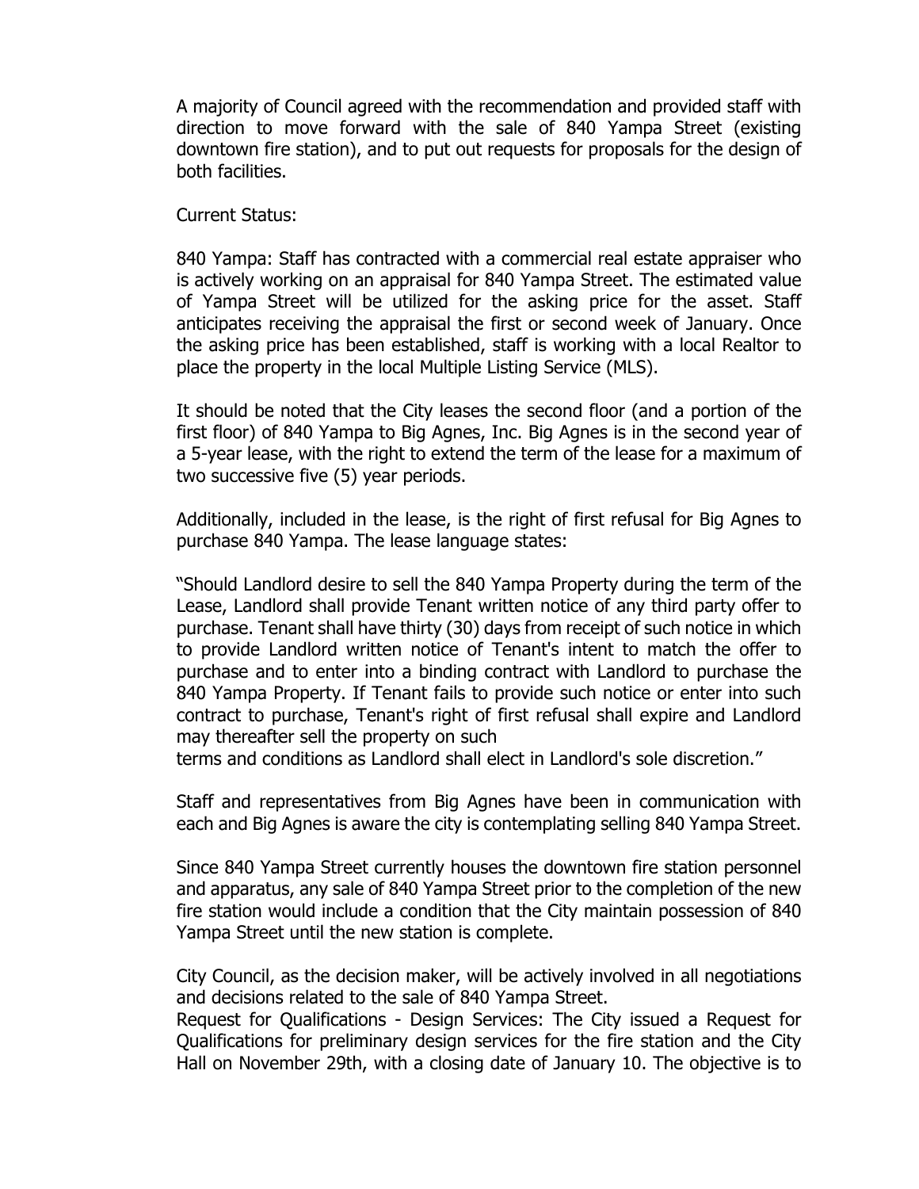A majority of Council agreed with the recommendation and provided staff with direction to move forward with the sale of 840 Yampa Street (existing downtown fire station), and to put out requests for proposals for the design of both facilities.

Current Status:

840 Yampa: Staff has contracted with a commercial real estate appraiser who is actively working on an appraisal for 840 Yampa Street. The estimated value of Yampa Street will be utilized for the asking price for the asset. Staff anticipates receiving the appraisal the first or second week of January. Once the asking price has been established, staff is working with a local Realtor to place the property in the local Multiple Listing Service (MLS).

It should be noted that the City leases the second floor (and a portion of the first floor) of 840 Yampa to Big Agnes, Inc. Big Agnes is in the second year of a 5-year lease, with the right to extend the term of the lease for a maximum of two successive five (5) year periods.

Additionally, included in the lease, is the right of first refusal for Big Agnes to purchase 840 Yampa. The lease language states:

"Should Landlord desire to sell the 840 Yampa Property during the term of the Lease, Landlord shall provide Tenant written notice of any third party offer to purchase. Tenant shall have thirty (30) days from receipt of such notice in which to provide Landlord written notice of Tenant's intent to match the offer to purchase and to enter into a binding contract with Landlord to purchase the 840 Yampa Property. If Tenant fails to provide such notice or enter into such contract to purchase, Tenant's right of first refusal shall expire and Landlord may thereafter sell the property on such terms and conditions as Landlord shall elect in Landlord's sole discretion."

Staff and representatives from Big Agnes have been in communication with each and Big Agnes is aware the city is contemplating selling 840 Yampa Street.

Since 840 Yampa Street currently houses the downtown fire station personnel and apparatus, any sale of 840 Yampa Street prior to the completion of the new fire station would include a condition that the City maintain possession of 840 Yampa Street until the new station is complete.

City Council, as the decision maker, will be actively involved in all negotiations and decisions related to the sale of 840 Yampa Street.

Request for Qualifications - Design Services: The City issued a Request for Qualifications for preliminary design services for the fire station and the City Hall on November 29th, with a closing date of January 10. The objective is to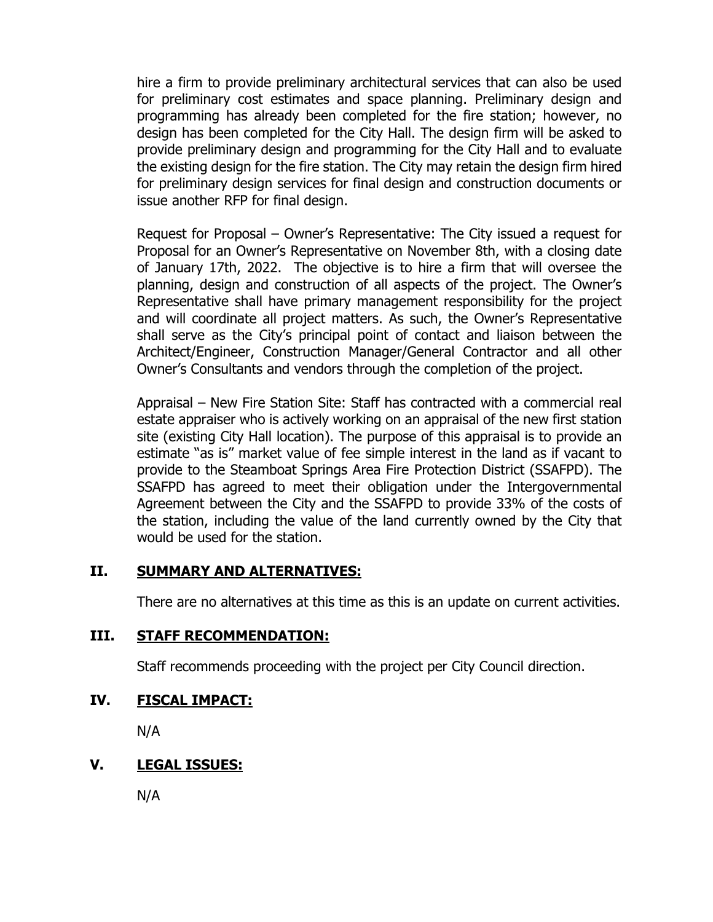hire a firm to provide preliminary architectural services that can also be used for preliminary cost estimates and space planning. Preliminary design and programming has already been completed for the fire station; however, no design has been completed for the City Hall. The design firm will be asked to provide preliminary design and programming for the City Hall and to evaluate the existing design for the fire station. The City may retain the design firm hired for preliminary design services for final design and construction documents or issue another RFP for final design.

Request for Proposal – Owner's Representative: The City issued a request for Proposal for an Owner's Representative on November 8th, with a closing date of January 17th, 2022. The objective is to hire a firm that will oversee the planning, design and construction of all aspects of the project. The Owner's Representative shall have primary management responsibility for the project and will coordinate all project matters. As such, the Owner's Representative shall serve as the City's principal point of contact and liaison between the Architect/Engineer, Construction Manager/General Contractor and all other Owner's Consultants and vendors through the completion of the project.

Appraisal – New Fire Station Site: Staff has contracted with a commercial real estate appraiser who is actively working on an appraisal of the new first station site (existing City Hall location). The purpose of this appraisal is to provide an estimate "as is" market value of fee simple interest in the land as if vacant to provide to the Steamboat Springs Area Fire Protection District (SSAFPD). The SSAFPD has agreed to meet their obligation under the Intergovernmental Agreement between the City and the SSAFPD to provide 33% of the costs of the station, including the value of the land currently owned by the City that would be used for the station.

## II. SUMMARY AND ALTERNATIVES:

There are no alternatives at this time as this is an update on current activities.

## III. STAFF RECOMMENDATION:

Staff recommends proceeding with the project per City Council direction.

## IV. FISCAL IMPACT:

N/A

## V. LEGAL ISSUES:

N/A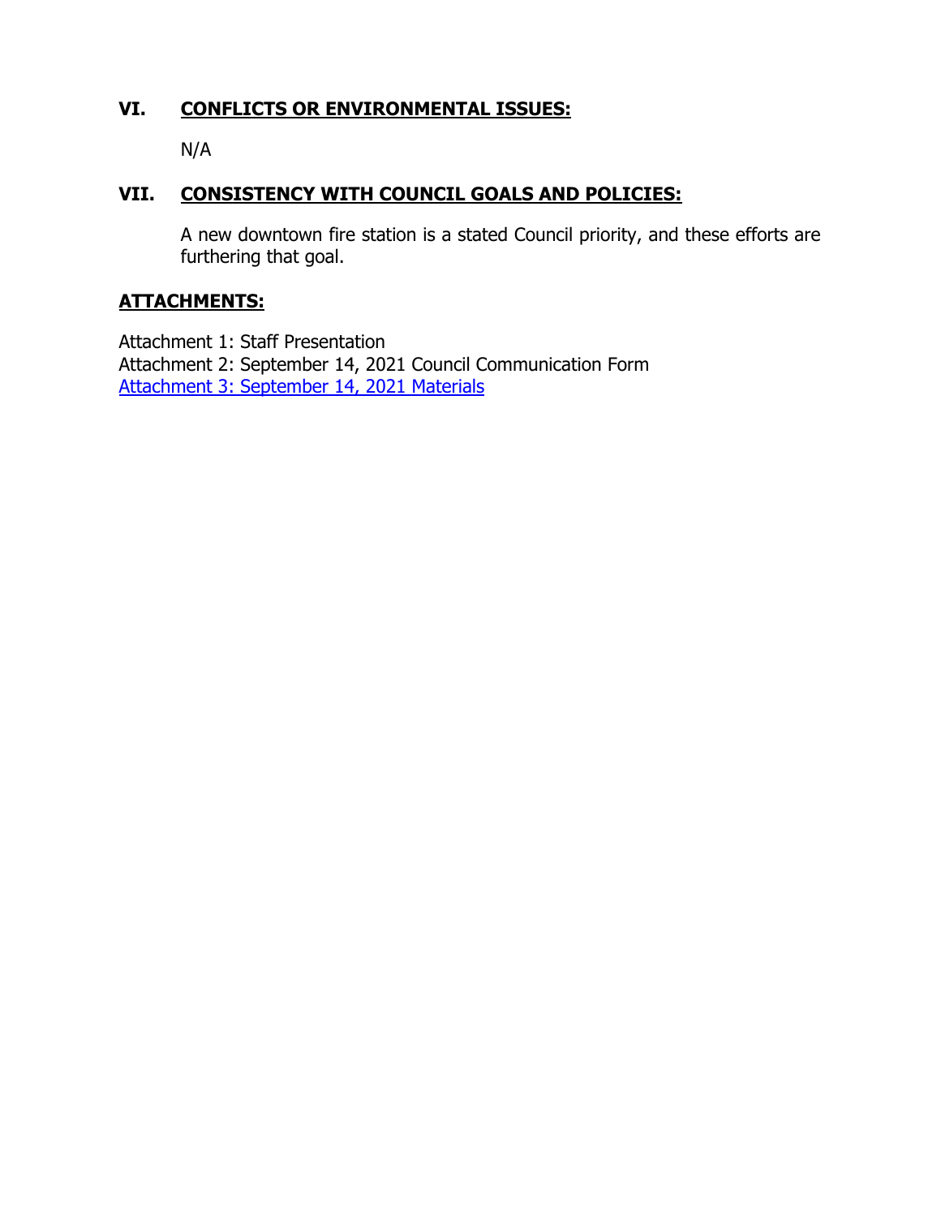## VI. CONFLICTS OR ENVIRONMENTAL ISSUES:

N/A

## VII. CONSISTENCY WITH COUNCIL GOALS AND POLICIES:

A new downtown fire station is a stated Council priority, and these efforts are furthering that goal.

## ATTACHMENTS:

Attachment 1: Staff Presentation
Attachment 2: September 14, 2021 Council Communication Form
Attachment 3: September 14, 2021 Materials